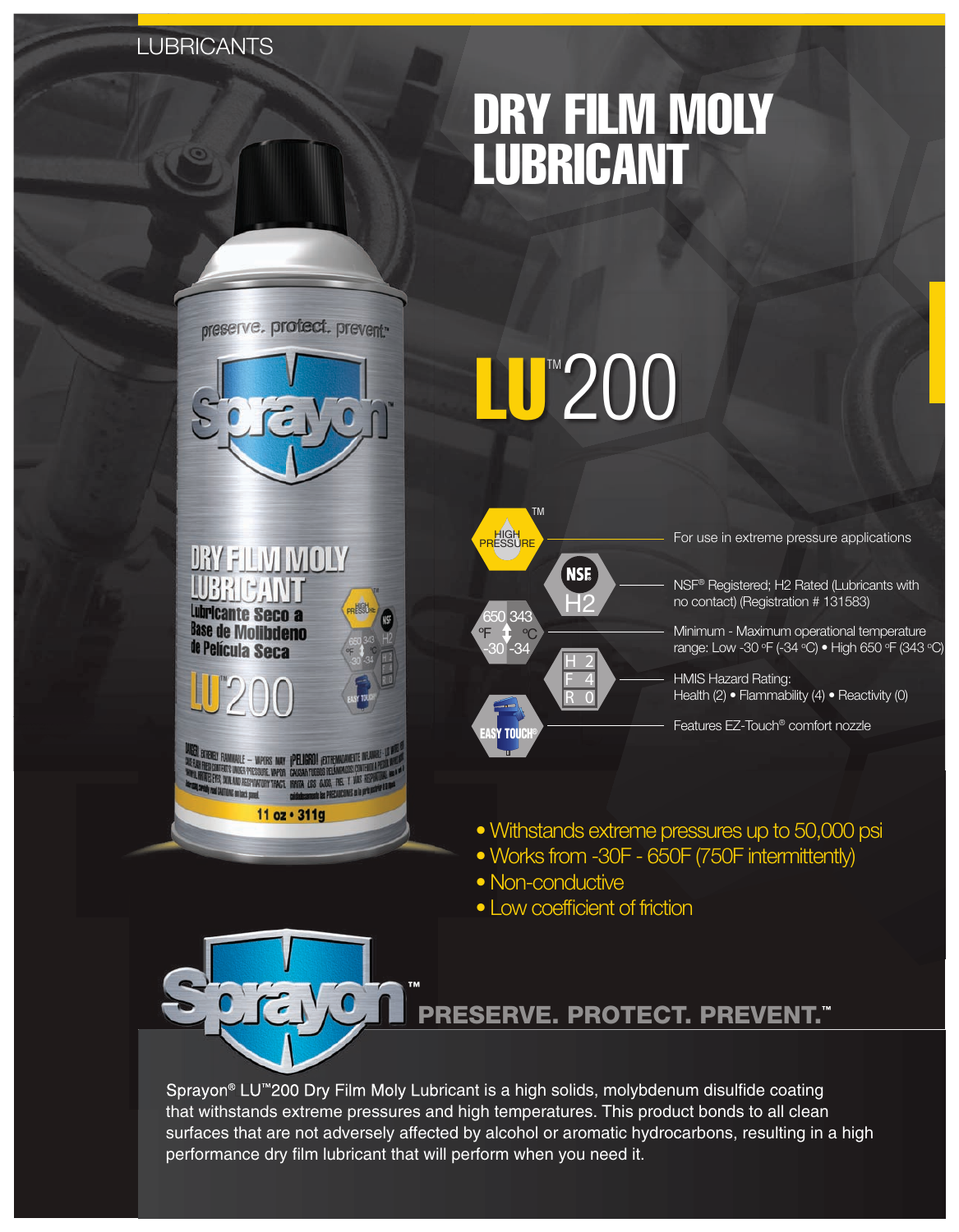LUBRICANTS

# DRY FILM MOLY LUBRICANT

# LU™200

- For use in extreme pressure applications
- NSF® Registered; H2 Rated (Lubricants with no contact) (Registration # 131583)
- Minimum - Maximum operational temperature range: Low -30 °F (-34 °C) • High 650 °F (343 °C)
- HMIS Hazard Rating: Health (2) • Flammability (4) • Reactivity (0)
- Features EZ-Touch® comfort nozzle

- Withstands extreme pressures up to 50,000 psi
- Works from -30F - 650F (750F intermittently)
- Non-conductive
- Low coefficient of friction

Sprayon™ **PRESERVE. PROTECT. PREVENT.™**

Sprayon® LU™200 Dry Film Moly Lubricant is a high solids, molybdenum disulfide coating that withstands extreme pressures and high temperatures. This product bonds to all clean surfaces that are not adversely affected by alcohol or aromatic hydrocarbons, resulting in a high performance dry film lubricant that will perform when you need it.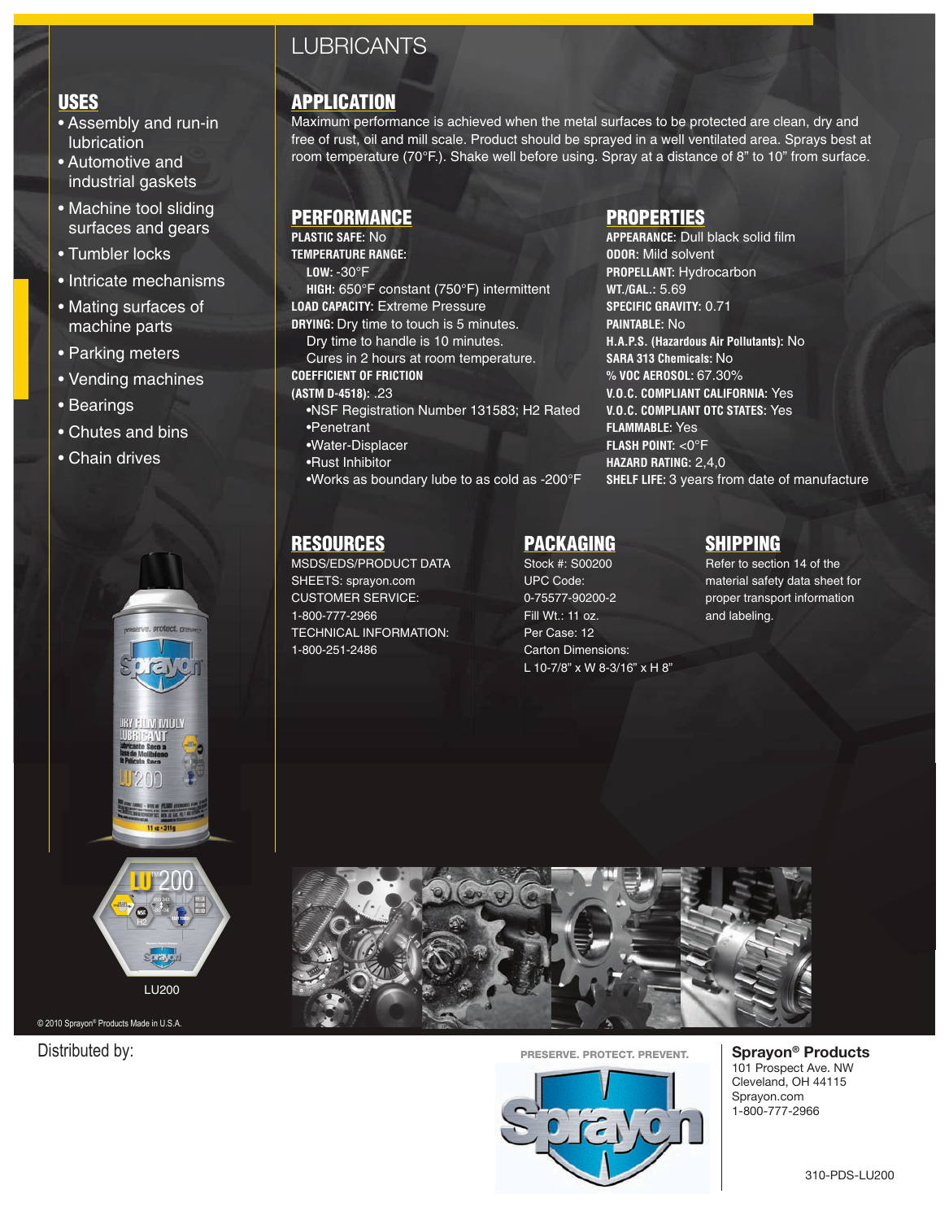# LUBRICANTS

## USES

- Assembly and run-in lubrication
- Automotive and industrial gaskets
- Machine tool sliding surfaces and gears
- Tumbler locks
- Intricate mechanisms
- Mating surfaces of machine parts
- Parking meters
- Vending machines
- Bearings
- Chutes and bins
- Chain drives

## APPLICATION

Maximum performance is achieved when the metal surfaces to be protected are clean, dry and free of rust, oil and mill scale. Product should be sprayed in a well ventilated area. Sprays best at room temperature (70°F.). Shake well before using. Spray at a distance of 8" to 10" from surface.

## PERFORMANCE

**PLASTIC SAFE:** No
**TEMPERATURE RANGE:**
**LOW:** -30°F
**HIGH:** 650°F constant (750°F) intermittent
**LOAD CAPACITY:** Extreme Pressure
**DRYING:** Dry time to touch is 5 minutes.
Dry time to handle is 10 minutes.
Cures in 2 hours at room temperature.
**COEFFICIENT OF FRICTION**
**(ASTM D-4518):** .23
- NSF Registration Number 131583; H2 Rated
- Penetrant
- Water-Displacer
- Rust Inhibitor
- Works as boundary lube to as cold as -200°F

## PROPERTIES

**APPEARANCE:** Dull black solid film
**ODOR:** Mild solvent
**PROPELLANT:** Hydrocarbon
**WT./GAL.:** 5.69
**SPECIFIC GRAVITY:** 0.71
**PAINTABLE:** No
**H.A.P.S. (Hazardous Air Pollutants):** No
**SARA 313 Chemicals:** No
**% VOC AEROSOL:** 67.30%
**V.O.C. COMPLIANT CALIFORNIA:** Yes
**V.O.C. COMPLIANT OTC STATES:** Yes
**FLAMMABLE:** Yes
**FLASH POINT:** <0°F
**HAZARD RATING:** 2,4,0
**SHELF LIFE:** 3 years from date of manufacture

## RESOURCES

MSDS/EDS/PRODUCT DATA SHEETS: sprayon.com
CUSTOMER SERVICE: 1-800-777-2966
TECHNICAL INFORMATION: 1-800-251-2486

## PACKAGING

Stock #: S00200
UPC Code: 0-75577-90200-2
Fill Wt.: 11 oz.
Per Case: 12
Carton Dimensions: L 10-7/8" x W 8-3/16" x H 8"

## SHIPPING

Refer to section 14 of the material safety data sheet for proper transport information and labeling.

LU200

© 2010 Sprayon® Products Made in U.S.A.

Distributed by:

PRESERVE. PROTECT. PREVENT.

**Sprayon® Products**
101 Prospect Ave. NW
Cleveland, OH 44115
Sprayon.com
1-800-777-2966

310-PDS-LU200